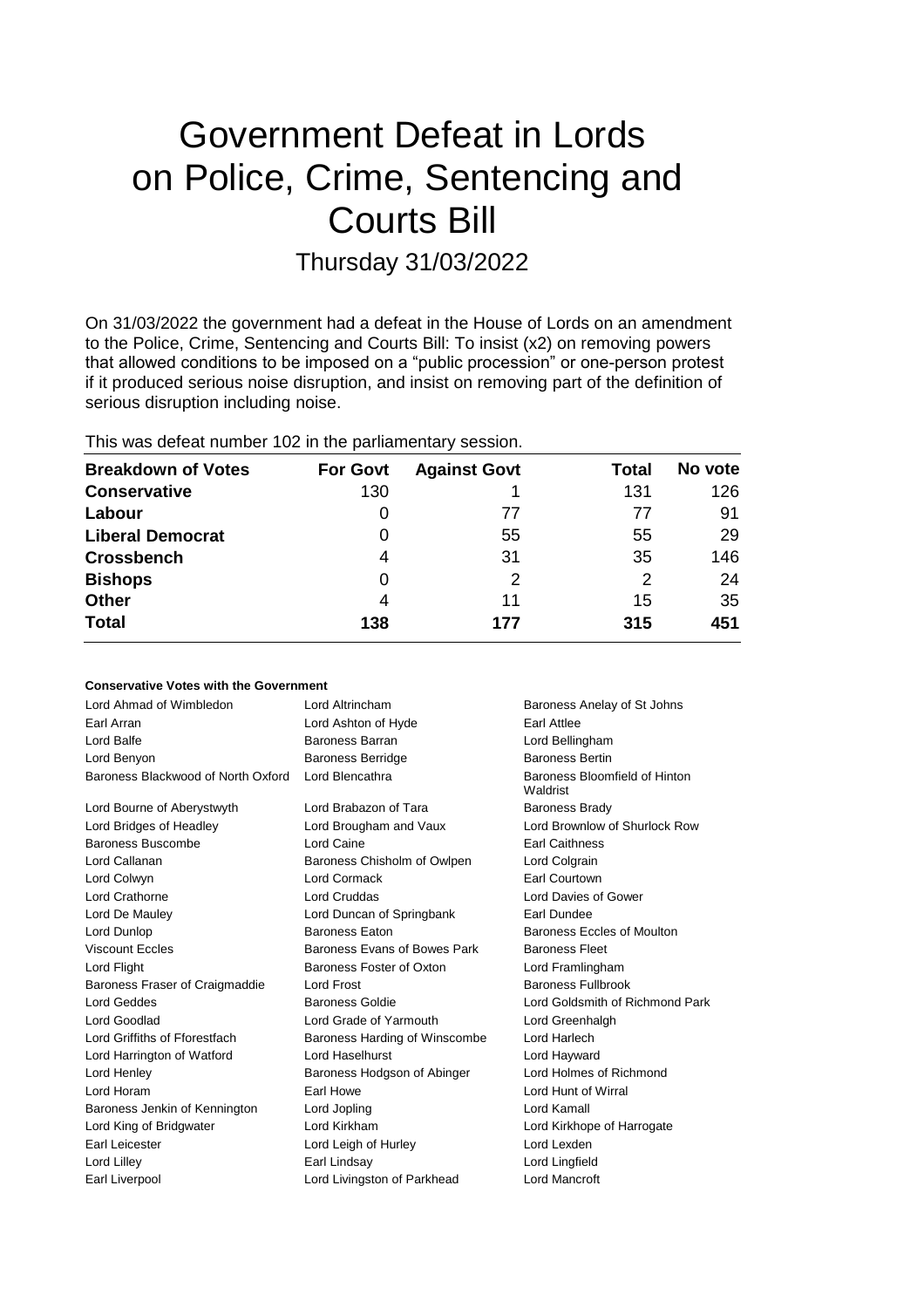# Government Defeat in Lords on Police, Crime, Sentencing and Courts Bill

## Thursday 31/03/2022

On 31/03/2022 the government had a defeat in the House of Lords on an amendment to the Police, Crime, Sentencing and Courts Bill: To insist (x2) on removing powers that allowed conditions to be imposed on a "public procession" or one-person protest if it produced serious noise disruption, and insist on removing part of the definition of serious disruption including noise.

This was defeat number 102 in the parliamentary session.

| Breakdown of Votes | For Govt | Against Govt | Total | No vote |
|---|---|---|---|---|
| **Conservative** | 130 | 1 | 131 | 126 |
| **Labour** | 0 | 77 | 77 | 91 |
| **Liberal Democrat** | 0 | 55 | 55 | 29 |
| **Crossbench** | 4 | 31 | 35 | 146 |
| **Bishops** | 0 | 2 | 2 | 24 |
| **Other** | 4 | 11 | 15 | 35 |
| **Total** | **138** | **177** | **315** | **451** |

### Conservative Votes with the Government

| | | |
|---|---|---|
| Lord Ahmad of Wimbledon | Lord Altrincham | Baroness Anelay of St Johns |
| Earl Arran | Lord Ashton of Hyde | Earl Attlee |
| Lord Balfe | Baroness Barran | Lord Bellingham |
| Lord Benyon | Baroness Berridge | Baroness Bertin |
| Baroness Blackwood of North Oxford | Lord Blencathra | Baroness Bloomfield of Hinton Waldrist |
| Lord Bourne of Aberystwyth | Lord Brabazon of Tara | Baroness Brady |
| Lord Bridges of Headley | Lord Brougham and Vaux | Lord Brownlow of Shurlock Row |
| Baroness Buscombe | Lord Caine | Earl Caithness |
| Lord Callanan | Baroness Chisholm of Owlpen | Lord Colgrain |
| Lord Colwyn | Lord Cormack | Earl Courtown |
| Lord Crathorne | Lord Cruddas | Lord Davies of Gower |
| Lord De Mauley | Lord Duncan of Springbank | Earl Dundee |
| Lord Dunlop | Baroness Eaton | Baroness Eccles of Moulton |
| Viscount Eccles | Baroness Evans of Bowes Park | Baroness Fleet |
| Lord Flight | Baroness Foster of Oxton | Lord Framlingham |
| Baroness Fraser of Craigmaddie | Lord Frost | Baroness Fullbrook |
| Lord Geddes | Baroness Goldie | Lord Goldsmith of Richmond Park |
| Lord Goodlad | Lord Grade of Yarmouth | Lord Greenhalgh |
| Lord Griffiths of Fforestfach | Baroness Harding of Winscombe | Lord Harlech |
| Lord Harrington of Watford | Lord Haselhurst | Lord Hayward |
| Lord Henley | Baroness Hodgson of Abinger | Lord Holmes of Richmond |
| Lord Horam | Earl Howe | Lord Hunt of Wirral |
| Baroness Jenkin of Kennington | Lord Jopling | Lord Kamall |
| Lord King of Bridgwater | Lord Kirkham | Lord Kirkhope of Harrogate |
| Earl Leicester | Lord Leigh of Hurley | Lord Lexden |
| Lord Lilley | Earl Lindsay | Lord Lingfield |
| Earl Liverpool | Lord Livingston of Parkhead | Lord Mancroft |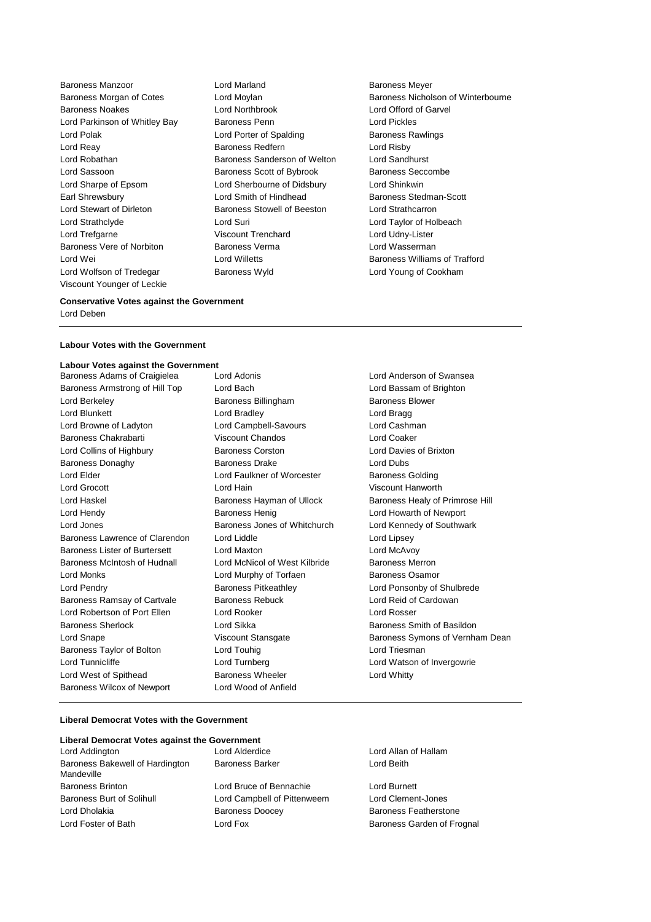Baroness Manzoor
Lord Marland
Baroness Meyer
Baroness Morgan of Cotes
Lord Moylan
Baroness Nicholson of Winterbourne
Baroness Noakes
Lord Northbrook
Lord Offord of Garvel
Lord Parkinson of Whitley Bay
Baroness Penn
Lord Pickles
Lord Polak
Lord Porter of Spalding
Baroness Rawlings
Lord Reay
Baroness Redfern
Lord Risby
Lord Robathan
Baroness Sanderson of Welton
Lord Sandhurst
Lord Sassoon
Baroness Scott of Bybrook
Baroness Seccombe
Lord Sharpe of Epsom
Lord Sherbourne of Didsbury
Lord Shinkwin
Earl Shrewsbury
Lord Smith of Hindhead
Baroness Stedman-Scott
Lord Stewart of Dirleton
Baroness Stowell of Beeston
Lord Strathcarron
Lord Strathclyde
Lord Suri
Lord Taylor of Holbeach
Lord Trefgarne
Viscount Trenchard
Lord Udny-Lister
Baroness Vere of Norbiton
Baroness Verma
Lord Wasserman
Lord Wei
Lord Willetts
Baroness Williams of Trafford
Lord Wolfson of Tredegar
Baroness Wyld
Lord Young of Cookham
Viscount Younger of Leckie

**Conservative Votes against the Government**

Lord Deben

**Labour Votes with the Government**

**Labour Votes against the Government**

Baroness Adams of Craigielea
Lord Adonis
Lord Anderson of Swansea
Baroness Armstrong of Hill Top
Lord Bach
Lord Bassam of Brighton
Lord Berkeley
Baroness Billingham
Baroness Blower
Lord Blunkett
Lord Bradley
Lord Bragg
Lord Browne of Ladyton
Lord Campbell-Savours
Lord Cashman
Baroness Chakrabarti
Viscount Chandos
Lord Coaker
Lord Collins of Highbury
Baroness Corston
Lord Davies of Brixton
Baroness Donaghy
Baroness Drake
Lord Dubs
Lord Elder
Lord Faulkner of Worcester
Baroness Golding
Lord Grocott
Lord Hain
Viscount Hanworth
Lord Haskel
Baroness Hayman of Ullock
Baroness Healy of Primrose Hill
Lord Hendy
Baroness Henig
Lord Howarth of Newport
Lord Jones
Baroness Jones of Whitchurch
Lord Kennedy of Southwark
Baroness Lawrence of Clarendon
Lord Liddle
Lord Lipsey
Baroness Lister of Burtersett
Lord Maxton
Lord McAvoy
Baroness McIntosh of Hudnall
Lord McNicol of West Kilbride
Baroness Merron
Lord Monks
Lord Murphy of Torfaen
Baroness Osamor
Lord Pendry
Baroness Pitkeathley
Lord Ponsonby of Shulbrede
Baroness Ramsay of Cartvale
Baroness Rebuck
Lord Reid of Cardowan
Lord Robertson of Port Ellen
Lord Rooker
Lord Rosser
Baroness Sherlock
Lord Sikka
Baroness Smith of Basildon
Lord Snape
Viscount Stansgate
Baroness Symons of Vernham Dean
Baroness Taylor of Bolton
Lord Touhig
Lord Triesman
Lord Tunnicliffe
Lord Turnberg
Lord Watson of Invergowrie
Lord West of Spithead
Baroness Wheeler
Lord Whitty
Baroness Wilcox of Newport
Lord Wood of Anfield

**Liberal Democrat Votes with the Government**

**Liberal Democrat Votes against the Government**

Lord Addington
Lord Alderdice
Lord Allan of Hallam
Baroness Bakewell of Hardington Mandeville
Baroness Barker
Lord Beith
Baroness Brinton
Lord Bruce of Bennachie
Lord Burnett
Baroness Burt of Solihull
Lord Campbell of Pittenweem
Lord Clement-Jones
Lord Dholakia
Baroness Doocey
Baroness Featherstone
Lord Foster of Bath
Lord Fox
Baroness Garden of Frognal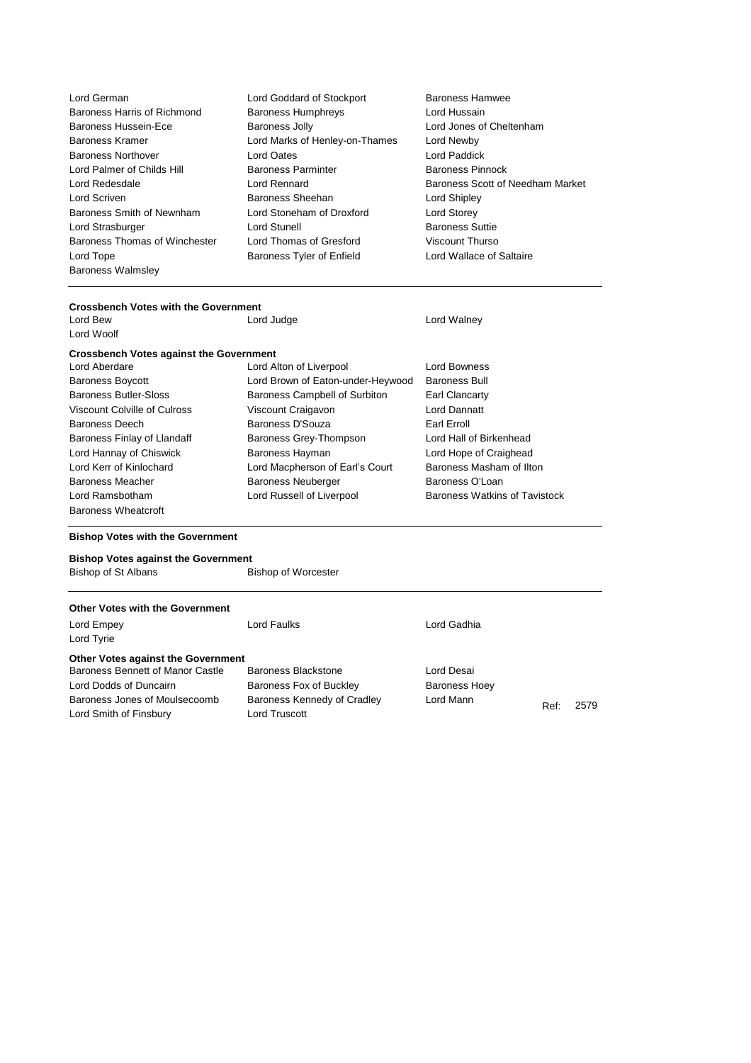Lord German
Lord Goddard of Stockport
Baroness Hamwee
Baroness Harris of Richmond
Baroness Humphreys
Lord Hussain
Baroness Hussein-Ece
Baroness Jolly
Lord Jones of Cheltenham
Baroness Kramer
Lord Marks of Henley-on-Thames
Lord Newby
Baroness Northover
Lord Oates
Lord Paddick
Lord Palmer of Childs Hill
Baroness Parminter
Baroness Pinnock
Lord Redesdale
Lord Rennard
Baroness Scott of Needham Market
Lord Scriven
Baroness Sheehan
Lord Shipley
Baroness Smith of Newnham
Lord Stoneham of Droxford
Lord Storey
Lord Strasburger
Lord Stunell
Baroness Suttie
Baroness Thomas of Winchester
Lord Thomas of Gresford
Viscount Thurso
Lord Tope
Baroness Tyler of Enfield
Lord Wallace of Saltaire
Baroness Walmsley

---

**Crossbench Votes with the Government**

Lord Bew
Lord Judge
Lord Walney
Lord Woolf

**Crossbench Votes against the Government**

Lord Aberdare
Lord Alton of Liverpool
Lord Bowness
Baroness Boycott
Lord Brown of Eaton-under-Heywood
Baroness Bull
Baroness Butler-Sloss
Baroness Campbell of Surbiton
Earl Clancarty
Viscount Colville of Culross
Viscount Craigavon
Lord Dannatt
Baroness Deech
Baroness D'Souza
Earl Erroll
Baroness Finlay of Llandaff
Baroness Grey-Thompson
Lord Hall of Birkenhead
Lord Hannay of Chiswick
Baroness Hayman
Lord Hope of Craighead
Lord Kerr of Kinlochard
Lord Macpherson of Earl's Court
Baroness Masham of Ilton
Baroness Meacher
Baroness Neuberger
Baroness O'Loan
Lord Ramsbotham
Lord Russell of Liverpool
Baroness Watkins of Tavistock
Baroness Wheatcroft

---

**Bishop Votes with the Government**

**Bishop Votes against the Government**

Bishop of St Albans
Bishop of Worcester

---

**Other Votes with the Government**

Lord Empey
Lord Faulks
Lord Gadhia
Lord Tyrie

**Other Votes against the Government**

Baroness Bennett of Manor Castle
Baroness Blackstone
Lord Desai
Lord Dodds of Duncairn
Baroness Fox of Buckley
Baroness Hoey
Baroness Jones of Moulsecoomb
Baroness Kennedy of Cradley
Lord Mann
Lord Smith of Finsbury
Lord Truscott

Ref: 2579